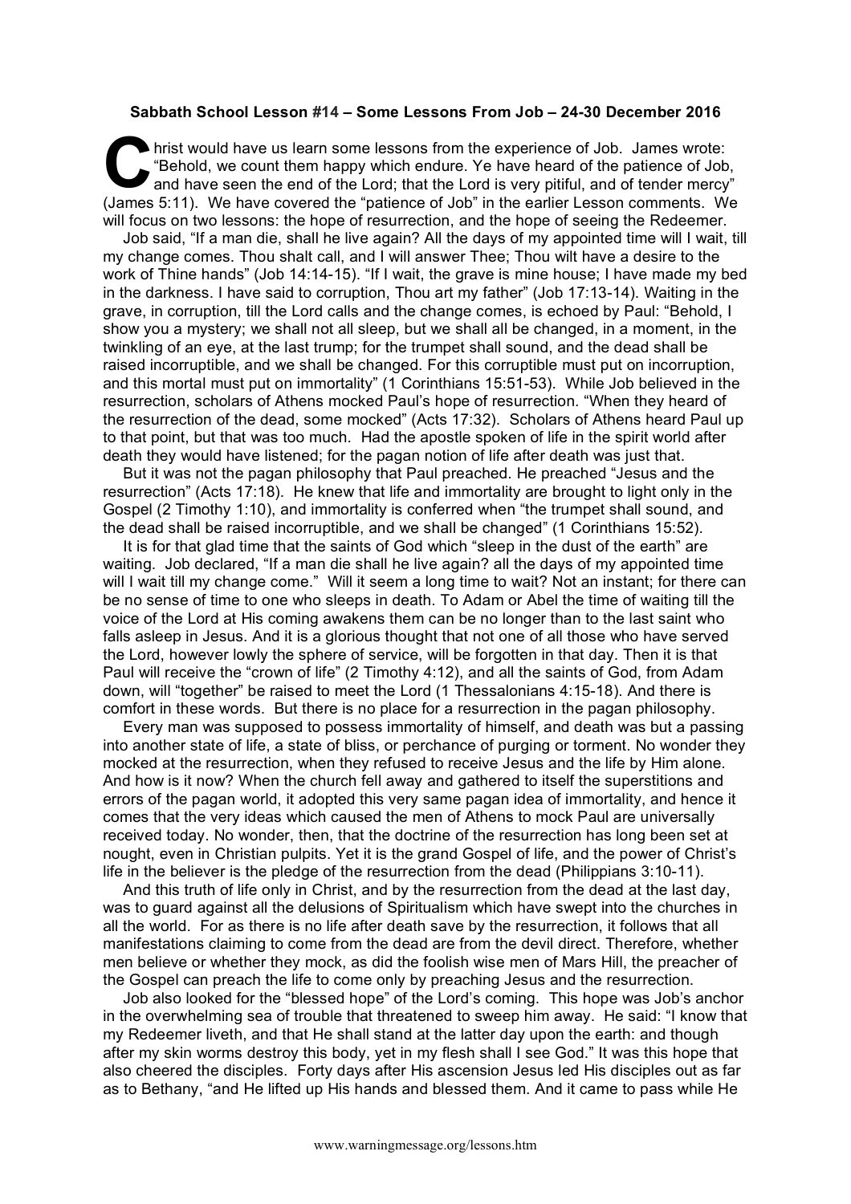**Sabbath School Lesson #14 – Some Lessons From Job – 24-30 December 2016**

Christ would have us learn some lessons from the experience of Job. James wrote: "Behold, we count them happy which endure. Ye have heard of the patience of Job, and have seen the end of the Lord; that the Lord is very pitiful, and of tender mercy" (James 5:11). We have covered the "patience of Job" in the earlier Lesson comments. We will focus on two lessons: the hope of resurrection, and the hope of seeing the Redeemer.

Job said, "If a man die, shall he live again? All the days of my appointed time will I wait, till my change comes. Thou shalt call, and I will answer Thee; Thou wilt have a desire to the work of Thine hands" (Job 14:14-15). "If I wait, the grave is mine house; I have made my bed in the darkness. I have said to corruption, Thou art my father" (Job 17:13-14). Waiting in the grave, in corruption, till the Lord calls and the change comes, is echoed by Paul: "Behold, I show you a mystery; we shall not all sleep, but we shall all be changed, in a moment, in the twinkling of an eye, at the last trump; for the trumpet shall sound, and the dead shall be raised incorruptible, and we shall be changed. For this corruptible must put on incorruption, and this mortal must put on immortality" (1 Corinthians 15:51-53). While Job believed in the resurrection, scholars of Athens mocked Paul's hope of resurrection. "When they heard of the resurrection of the dead, some mocked" (Acts 17:32). Scholars of Athens heard Paul up to that point, but that was too much. Had the apostle spoken of life in the spirit world after death they would have listened; for the pagan notion of life after death was just that.

But it was not the pagan philosophy that Paul preached. He preached "Jesus and the resurrection" (Acts 17:18). He knew that life and immortality are brought to light only in the Gospel (2 Timothy 1:10), and immortality is conferred when "the trumpet shall sound, and the dead shall be raised incorruptible, and we shall be changed" (1 Corinthians 15:52).

It is for that glad time that the saints of God which "sleep in the dust of the earth" are waiting. Job declared, "If a man die shall he live again? all the days of my appointed time will I wait till my change come." Will it seem a long time to wait? Not an instant; for there can be no sense of time to one who sleeps in death. To Adam or Abel the time of waiting till the voice of the Lord at His coming awakens them can be no longer than to the last saint who falls asleep in Jesus. And it is a glorious thought that not one of all those who have served the Lord, however lowly the sphere of service, will be forgotten in that day. Then it is that Paul will receive the "crown of life" (2 Timothy 4:12), and all the saints of God, from Adam down, will "together" be raised to meet the Lord (1 Thessalonians 4:15-18). And there is comfort in these words. But there is no place for a resurrection in the pagan philosophy.

Every man was supposed to possess immortality of himself, and death was but a passing into another state of life, a state of bliss, or perchance of purging or torment. No wonder they mocked at the resurrection, when they refused to receive Jesus and the life by Him alone. And how is it now? When the church fell away and gathered to itself the superstitions and errors of the pagan world, it adopted this very same pagan idea of immortality, and hence it comes that the very ideas which caused the men of Athens to mock Paul are universally received today. No wonder, then, that the doctrine of the resurrection has long been set at nought, even in Christian pulpits. Yet it is the grand Gospel of life, and the power of Christ's life in the believer is the pledge of the resurrection from the dead (Philippians 3:10-11).

And this truth of life only in Christ, and by the resurrection from the dead at the last day, was to guard against all the delusions of Spiritualism which have swept into the churches in all the world. For as there is no life after death save by the resurrection, it follows that all manifestations claiming to come from the dead are from the devil direct. Therefore, whether men believe or whether they mock, as did the foolish wise men of Mars Hill, the preacher of the Gospel can preach the life to come only by preaching Jesus and the resurrection.

Job also looked for the "blessed hope" of the Lord's coming. This hope was Job's anchor in the overwhelming sea of trouble that threatened to sweep him away. He said: "I know that my Redeemer liveth, and that He shall stand at the latter day upon the earth: and though after my skin worms destroy this body, yet in my flesh shall I see God." It was this hope that also cheered the disciples. Forty days after His ascension Jesus led His disciples out as far as to Bethany, "and He lifted up His hands and blessed them. And it came to pass while He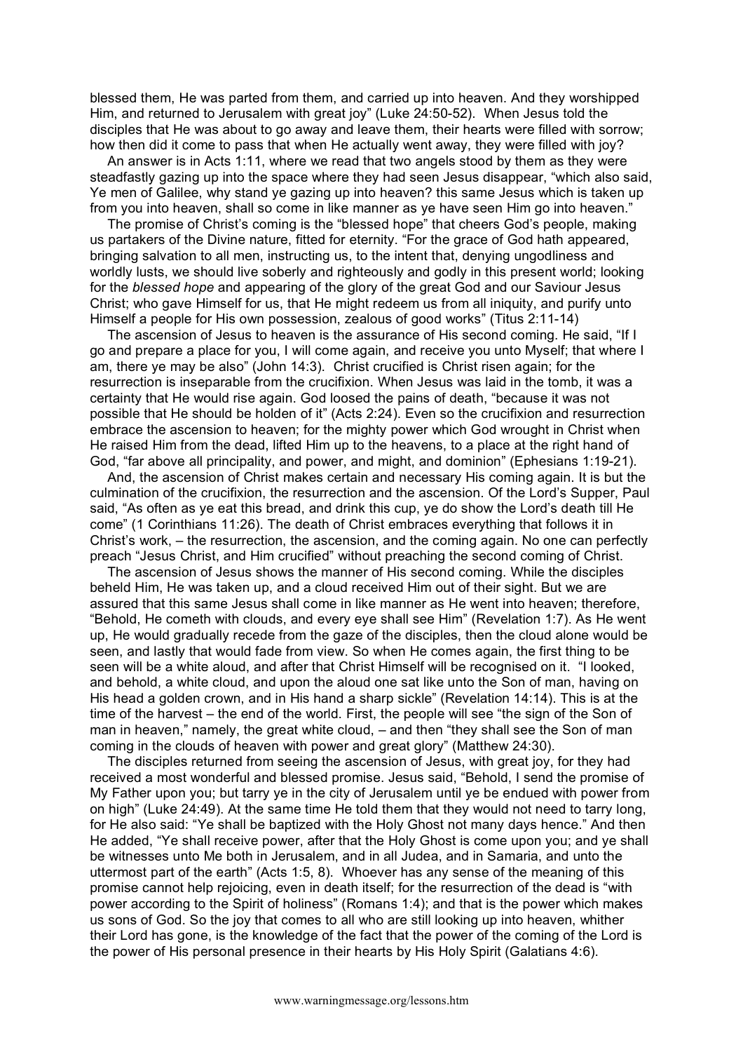blessed them, He was parted from them, and carried up into heaven. And they worshipped Him, and returned to Jerusalem with great joy" (Luke 24:50-52). When Jesus told the disciples that He was about to go away and leave them, their hearts were filled with sorrow; how then did it come to pass that when He actually went away, they were filled with joy?

An answer is in Acts 1:11, where we read that two angels stood by them as they were steadfastly gazing up into the space where they had seen Jesus disappear, "which also said, Ye men of Galilee, why stand ye gazing up into heaven? this same Jesus which is taken up from you into heaven, shall so come in like manner as ye have seen Him go into heaven."

The promise of Christ's coming is the "blessed hope" that cheers God's people, making us partakers of the Divine nature, fitted for eternity. "For the grace of God hath appeared, bringing salvation to all men, instructing us, to the intent that, denying ungodliness and worldly lusts, we should live soberly and righteously and godly in this present world; looking for the *blessed hope* and appearing of the glory of the great God and our Saviour Jesus Christ; who gave Himself for us, that He might redeem us from all iniquity, and purify unto Himself a people for His own possession, zealous of good works" (Titus 2:11-14)

The ascension of Jesus to heaven is the assurance of His second coming. He said, "If I go and prepare a place for you, I will come again, and receive you unto Myself; that where I am, there ye may be also" (John 14:3). Christ crucified is Christ risen again; for the resurrection is inseparable from the crucifixion. When Jesus was laid in the tomb, it was a certainty that He would rise again. God loosed the pains of death, "because it was not possible that He should be holden of it" (Acts 2:24). Even so the crucifixion and resurrection embrace the ascension to heaven; for the mighty power which God wrought in Christ when He raised Him from the dead, lifted Him up to the heavens, to a place at the right hand of God, "far above all principality, and power, and might, and dominion" (Ephesians 1:19-21).

And, the ascension of Christ makes certain and necessary His coming again. It is but the culmination of the crucifixion, the resurrection and the ascension. Of the Lord's Supper, Paul said, "As often as ye eat this bread, and drink this cup, ye do show the Lord's death till He come" (1 Corinthians 11:26). The death of Christ embraces everything that follows it in Christ's work, – the resurrection, the ascension, and the coming again. No one can perfectly preach "Jesus Christ, and Him crucified" without preaching the second coming of Christ.

The ascension of Jesus shows the manner of His second coming. While the disciples beheld Him, He was taken up, and a cloud received Him out of their sight. But we are assured that this same Jesus shall come in like manner as He went into heaven; therefore, "Behold, He cometh with clouds, and every eye shall see Him" (Revelation 1:7). As He went up, He would gradually recede from the gaze of the disciples, then the cloud alone would be seen, and lastly that would fade from view. So when He comes again, the first thing to be seen will be a white aloud, and after that Christ Himself will be recognised on it. "I looked, and behold, a white cloud, and upon the aloud one sat like unto the Son of man, having on His head a golden crown, and in His hand a sharp sickle" (Revelation 14:14). This is at the time of the harvest – the end of the world. First, the people will see "the sign of the Son of man in heaven," namely, the great white cloud, – and then "they shall see the Son of man coming in the clouds of heaven with power and great glory" (Matthew 24:30).

The disciples returned from seeing the ascension of Jesus, with great joy, for they had received a most wonderful and blessed promise. Jesus said, "Behold, I send the promise of My Father upon you; but tarry ye in the city of Jerusalem until ye be endued with power from on high" (Luke 24:49). At the same time He told them that they would not need to tarry long, for He also said: "Ye shall be baptized with the Holy Ghost not many days hence." And then He added, "Ye shall receive power, after that the Holy Ghost is come upon you; and ye shall be witnesses unto Me both in Jerusalem, and in all Judea, and in Samaria, and unto the uttermost part of the earth" (Acts 1:5, 8). Whoever has any sense of the meaning of this promise cannot help rejoicing, even in death itself; for the resurrection of the dead is "with power according to the Spirit of holiness" (Romans 1:4); and that is the power which makes us sons of God. So the joy that comes to all who are still looking up into heaven, whither their Lord has gone, is the knowledge of the fact that the power of the coming of the Lord is the power of His personal presence in their hearts by His Holy Spirit (Galatians 4:6).